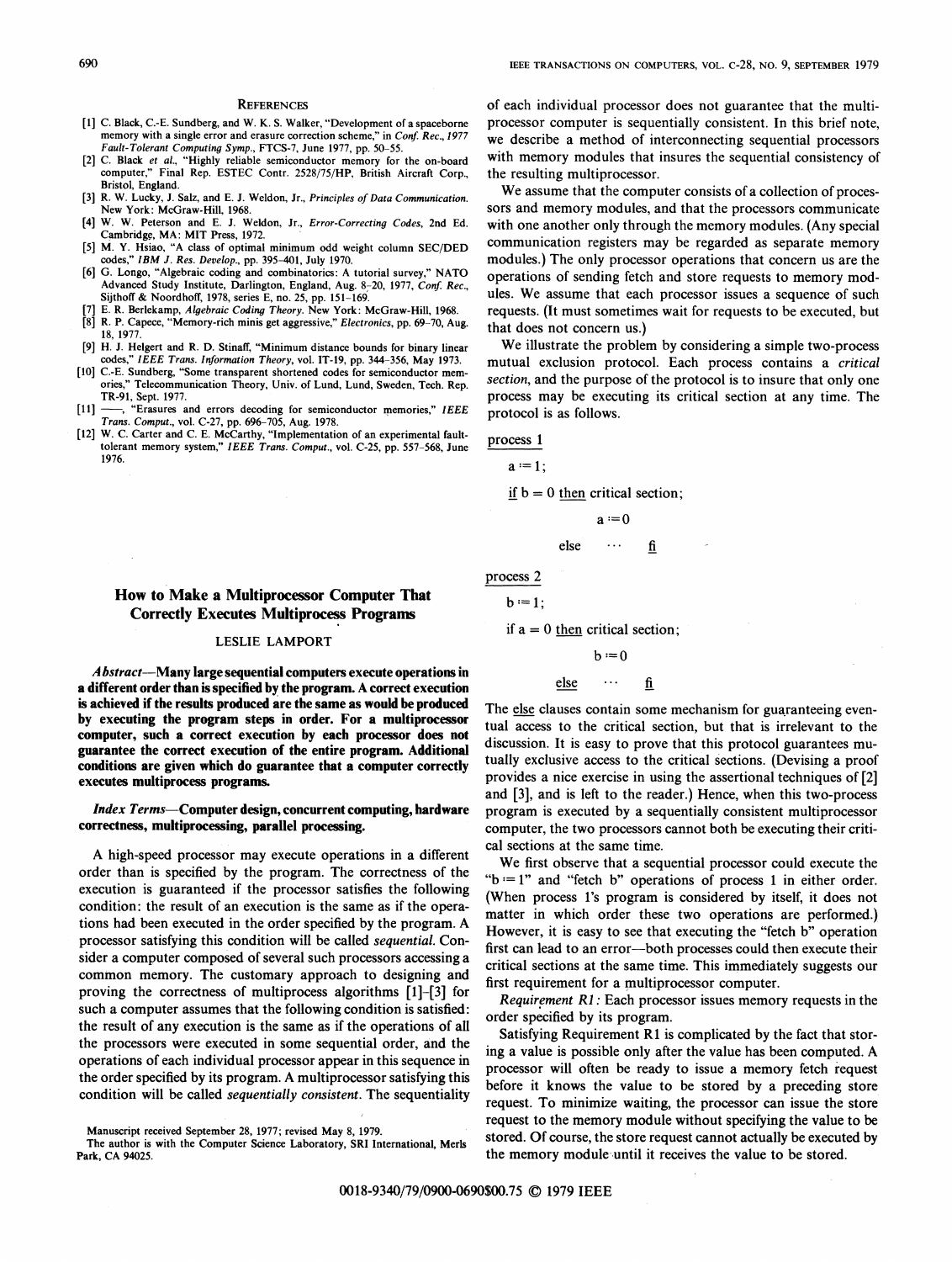## References

[1] C. Black, C.-E. Sundberg, and W. K. S. Walker, "Development of a spaceborne memory with a single error and erasure correction scheme," in *Conf. Rec., 1977 Fault-Tolerant Computing Symp.*, FTCS-7, June 1977, pp. 50–55.

[2] C. Black *et al.*, "Highly reliable semiconductor memory for the on-board computer," Final Rep. ESTEC Contr. 2528/75/HP, British Aircraft Corp., Bristol, England.

[3] R. W. Lucky, J. Salz, and E. J. Weldon, Jr., *Principles of Data Communication*. New York: McGraw-Hill, 1968.

[4] W. W. Peterson and E. J. Weldon, Jr., *Error-Correcting Codes*, 2nd Ed. Cambridge, MA: MIT Press, 1972.

[5] M. Y. Hsiao, "A class of optimal minimum odd weight column SEC/DED codes," *IBM J. Res. Develop.*, pp. 395–401, July 1970.

[6] G. Longo, "Algebraic coding and combinatorics: A tutorial survey," NATO Advanced Study Institute, Darlington, England, Aug. 8–20, 1977, *Conf. Rec.*, Sijthoff & Noordhoff, 1978, series E, no. 25, pp. 151–169.

[7] E. R. Berlekamp, *Algebraic Coding Theory*. New York: McGraw-Hill, 1968.

[8] R. P. Capece, "Memory-rich minis get aggressive," *Electronics*, pp. 69–70, Aug. 18, 1977.

[9] H. J. Helgert and R. D. Stinaff, "Minimum distance bounds for binary linear codes," *IEEE Trans. Information Theory*, vol. IT-19, pp. 344–356, May 1973.

[10] C.-E. Sundberg, "Some transparent shortened codes for semiconductor memories," Telecommunication Theory, Univ. of Lund, Lund, Sweden, Tech. Rep. TR-91, Sept. 1977.

[11] ——, "Erasures and errors decoding for semiconductor memories," *IEEE Trans. Comput.*, vol. C-27, pp. 696–705, Aug. 1978.

[12] W. C. Carter and C. E. McCarthy, "Implementation of an experimental fault-tolerant memory system," *IEEE Trans. Comput.*, vol. C-25, pp. 557–568, June 1976.

# How to Make a Multiprocessor Computer That Correctly Executes Multiprocess Programs

LESLIE LAMPORT

***Abstract*—Many large sequential computers execute operations in a different order than is specified by the program. A correct execution is achieved if the results produced are the same as would be produced by executing the program steps in order. For a multiprocessor computer, such a correct execution by each processor does not guarantee the correct execution of the entire program. Additional conditions are given which do guarantee that a computer correctly executes multiprocess programs.**

***Index Terms*—Computer design, concurrent computing, hardware correctness, multiprocessing, parallel processing.**

A high-speed processor may execute operations in a different order than is specified by the program. The correctness of the execution is guaranteed if the processor satisfies the following condition: the result of an execution is the same as if the operations had been executed in the order specified by the program. A processor satisfying this condition will be called *sequential*. Consider a computer composed of several such processors accessing a common memory. The customary approach to designing and proving the correctness of multiprocess algorithms [1]–[3] for such a computer assumes that the following condition is satisfied: the result of any execution is the same as if the operations of all the processors were executed in some sequential order, and the operations of each individual processor appear in this sequence in the order specified by its program. A multiprocessor satisfying this condition will be called *sequentially consistent*. The sequentiality of each individual processor does not guarantee that the multiprocessor computer is sequentially consistent. In this brief note, we describe a method of interconnecting sequential processors with memory modules that insures the sequential consistency of the resulting multiprocessor.

Manuscript received September 28, 1977; revised May 8, 1979.

The author is with the Computer Science Laboratory, SRI International, Menlo Park, CA 94025.

We assume that the computer consists of a collection of processors and memory modules, and that the processors communicate with one another only through the memory modules. (Any special communication registers may be regarded as separate memory modules.) The only processor operations that concern us are the operations of sending fetch and store requests to memory modules. We assume that each processor issues a sequence of such requests. (It must sometimes wait for requests to be executed, but that does not concern us.)

We illustrate the problem by considering a simple two-process mutual exclusion protocol. Each process contains a *critical section*, and the purpose of the protocol is to insure that only one process may be executing its critical section at any time. The protocol is as follows.

```
process 1
    a := 1;
    if b = 0 then critical section;
                  a := 0
             else  ...  fi

process 2
    b := 1;
    if a = 0 then critical section;
                  b := 0
             else  ...  fi
```

The else clauses contain some mechanism for guaranteeing eventual access to the critical section, but that is irrelevant to the discussion. It is easy to prove that this protocol guarantees mutually exclusive access to the critical sections. (Devising a proof provides a nice exercise in using the assertional techniques of [2] and [3], and is left to the reader.) Hence, when this two-process program is executed by a sequentially consistent multiprocessor computer, the two processors cannot both be executing their critical sections at the same time.

We first observe that a sequential processor could execute the "b := 1" and "fetch b" operations of process 1 in either order. (When process 1's program is considered by itself, it does not matter in which order these two operations are performed.) However, it is easy to see that executing the "fetch b" operation first can lead to an error—both processes could then execute their critical sections at the same time. This immediately suggests our first requirement for a multiprocessor computer.

*Requirement R1:* Each processor issues memory requests in the order specified by its program.

Satisfying Requirement R1 is complicated by the fact that storing a value is possible only after the value has been computed. A processor will often be ready to issue a memory fetch request before it knows the value to be stored by a preceding store request. To minimize waiting, the processor can issue the store request to the memory module without specifying the value to be stored. Of course, the store request cannot actually be executed by the memory module until it receives the value to be stored.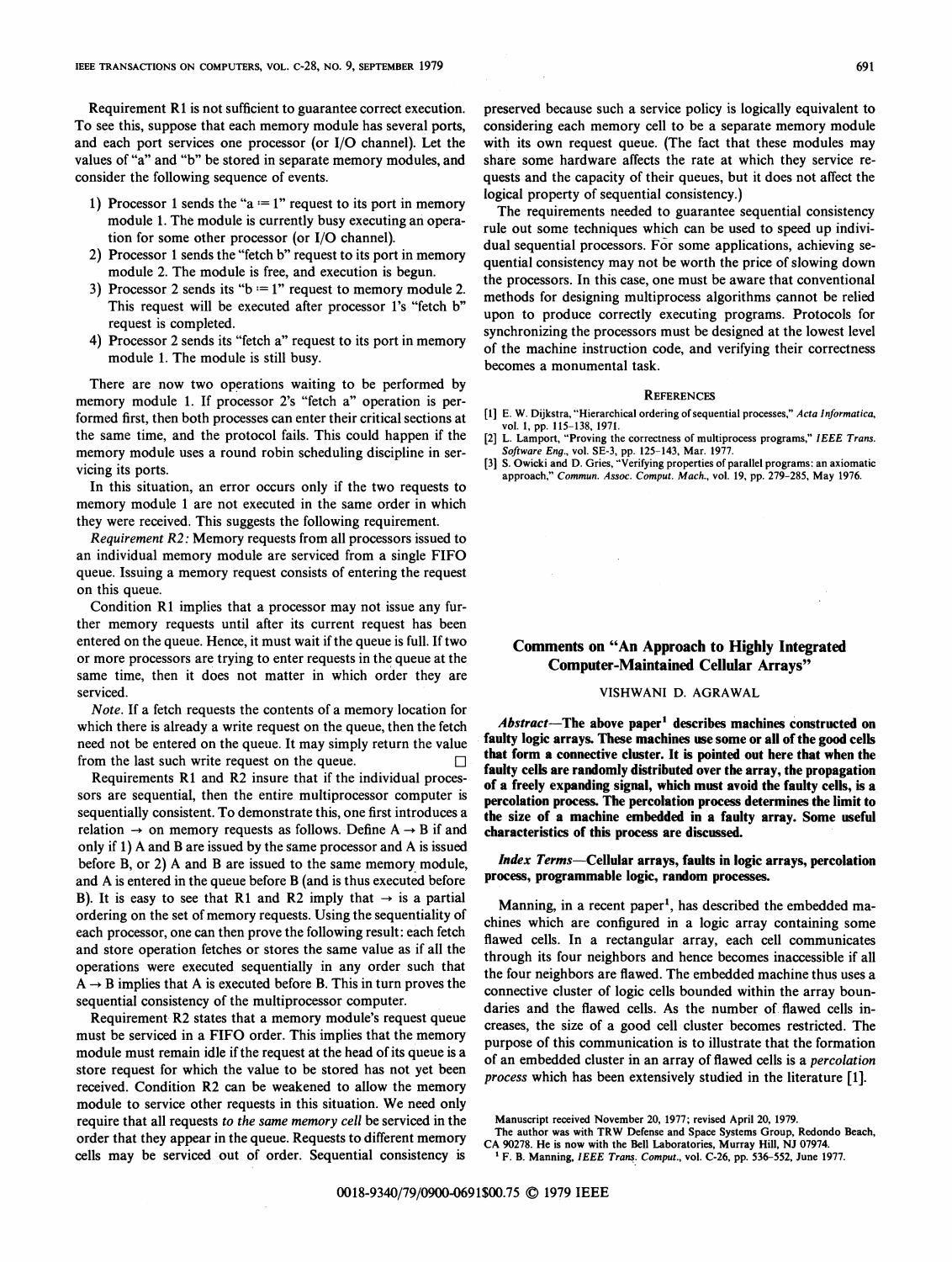Requirement R1 is not sufficient to guarantee correct execution. To see this, suppose that each memory module has several ports, and each port services one processor (or I/O channel). Let the values of "a" and "b" be stored in separate memory modules, and consider the following sequence of events.

1) Processor 1 sends the "a := 1" request to its port in memory module 1. The module is currently busy executing an operation for some other processor (or I/O channel).
2) Processor 1 sends the "fetch b" request to its port in memory module 2. The module is free, and execution is begun.
3) Processor 2 sends its "b := 1" request to memory module 2. This request will be executed after processor 1's "fetch b" request is completed.
4) Processor 2 sends its "fetch a" request to its port in memory module 1. The module is still busy.

There are now two operations waiting to be performed by memory module 1. If processor 2's "fetch a" operation is performed first, then both processes can enter their critical sections at the same time, and the protocol fails. This could happen if the memory module uses a round robin scheduling discipline in servicing its ports.

In this situation, an error occurs only if the two requests to memory module 1 are not executed in the same order in which they were received. This suggests the following requirement.

*Requirement R2:* Memory requests from all processors issued to an individual memory module are serviced from a single FIFO queue. Issuing a memory request consists of entering the request on this queue.

Condition R1 implies that a processor may not issue any further memory requests until after its current request has been entered on the queue. Hence, it must wait if the queue is full. If two or more processors are trying to enter requests in the queue at the same time, then it does not matter in which order they are serviced.

*Note.* If a fetch requests the contents of a memory location for which there is already a write request on the queue, then the fetch need not be entered on the queue. It may simply return the value from the last such write request on the queue. □

Requirements R1 and R2 insure that if the individual processors are sequential, then the entire multiprocessor computer is sequentially consistent. To demonstrate this, one first introduces a relation $\rightarrow$ on memory requests as follows. Define $A \rightarrow B$ if and only if 1) A and B are issued by the same processor and A is issued before B, or 2) A and B are issued to the same memory module, and A is entered in the queue before B (and is thus executed before B). It is easy to see that R1 and R2 imply that $\rightarrow$ is a partial ordering on the set of memory requests. Using the sequentiality of each processor, one can then prove the following result: each fetch and store operation fetches or stores the same value as if all the operations were executed sequentially in any order such that $A \rightarrow B$ implies that A is executed before B. This in turn proves the sequential consistency of the multiprocessor computer.

Requirement R2 states that a memory module's request queue must be serviced in a FIFO order. This implies that the memory module must remain idle if the request at the head of its queue is a store request for which the value to be stored has not yet been received. Condition R2 can be weakened to allow the memory module to service other requests in this situation. We need only require that all requests *to the same memory cell* be serviced in the order that they appear in the queue. Requests to different memory cells may be serviced out of order. Sequential consistency is preserved because such a service policy is logically equivalent to considering each memory cell to be a separate memory module with its own request queue. (The fact that these modules may share some hardware affects the rate at which they service requests and the capacity of their queues, but it does not affect the logical property of sequential consistency.)

The requirements needed to guarantee sequential consistency rule out some techniques which can be used to speed up individual sequential processors. For some applications, achieving sequential consistency may not be worth the price of slowing down the processors. In this case, one must be aware that conventional methods for designing multiprocess algorithms cannot be relied upon to produce correctly executing programs. Protocols for synchronizing the processors must be designed at the lowest level of the machine instruction code, and verifying their correctness becomes a monumental task.

## References

[1] E. W. Dijkstra, "Hierarchical ordering of sequential processes," *Acta Informatica*, vol. 1, pp. 115–138, 1971.

[2] L. Lamport, "Proving the correctness of multiprocess programs," *IEEE Trans. Software Eng.*, vol. SE-3, pp. 125–143, Mar. 1977.

[3] S. Owicki and D. Gries, "Verifying properties of parallel programs: an axiomatic approach," *Commun. Assoc. Comput. Mach.*, vol. 19, pp. 279–285, May 1976.

# Comments on "An Approach to Highly Integrated Computer-Maintained Cellular Arrays"

VISHWANI D. AGRAWAL

***Abstract*—The above paper[1] describes machines constructed on faulty logic arrays. These machines use some or all of the good cells that form a connective cluster. It is pointed out here that when the faulty cells are randomly distributed over the array, the propagation of a freely expanding signal, which must avoid the faulty cells, is a percolation process. The percolation process determines the limit to the size of a machine embedded in a faulty array. Some useful characteristics of this process are discussed.**

***Index Terms*—Cellular arrays, faults in logic arrays, percolation process, programmable logic, random processes.**

Manning, in a recent paper[1], has described the embedded machines which are configured in a logic array containing some flawed cells. In a rectangular array, each cell communicates through its four neighbors and hence becomes inaccessible if all the four neighbors are flawed. The embedded machine thus uses a connective cluster of logic cells bounded within the array boundaries and the flawed cells. As the number of flawed cells increases, the size of a good cell cluster becomes restricted. The purpose of this communication is to illustrate that the formation of an embedded cluster in an array of flawed cells is a *percolation process* which has been extensively studied in the literature [1].

Manuscript received November 20, 1977; revised April 20, 1979.

The author was with TRW Defense and Space Systems Group, Redondo Beach, CA 90278. He is now with the Bell Laboratories, Murray Hill, NJ 07974.

[1] F. B. Manning, *IEEE Trans. Comput.*, vol. C-26, pp. 536–552, June 1977.

0018-9340/79/0900-0691$00.75 © 1979 IEEE